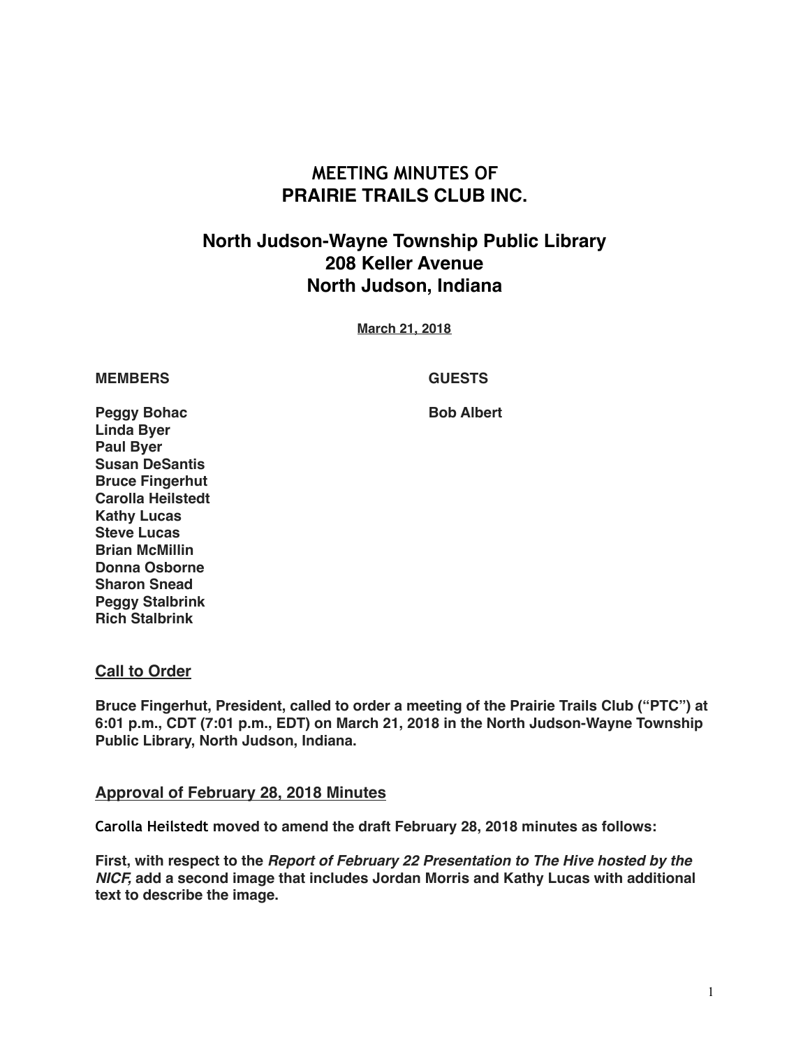# MEETING MINUTES OF PRAIRIE TRAILS CLUB INC.

## North Judson-Wayne Township Public Library
## 208 Keller Avenue
## North Judson, Indiana

**March 21, 2018**

| MEMBERS | GUESTS |
|---|---|
| Peggy Bohac | Bob Albert |
| Linda Byer | |
| Paul Byer | |
| Susan DeSantis | |
| Bruce Fingerhut | |
| Carolla Heilstedt | |
| Kathy Lucas | |
| Steve Lucas | |
| Brian McMillin | |
| Donna Osborne | |
| Sharon Snead | |
| Peggy Stalbrink | |
| Rich Stalbrink | |

### Call to Order

**Bruce Fingerhut, President, called to order a meeting of the Prairie Trails Club ("PTC") at 6:01 p.m., CDT (7:01 p.m., EDT) on March 21, 2018 in the North Judson-Wayne Township Public Library, North Judson, Indiana.**

### Approval of February 28, 2018 Minutes

**Carolla Heilstedt moved to amend the draft February 28, 2018 minutes as follows:**

**First, with respect to the *Report of February 22 Presentation to The Hive hosted by the NICF,* add a second image that includes Jordan Morris and Kathy Lucas with additional text to describe the image.**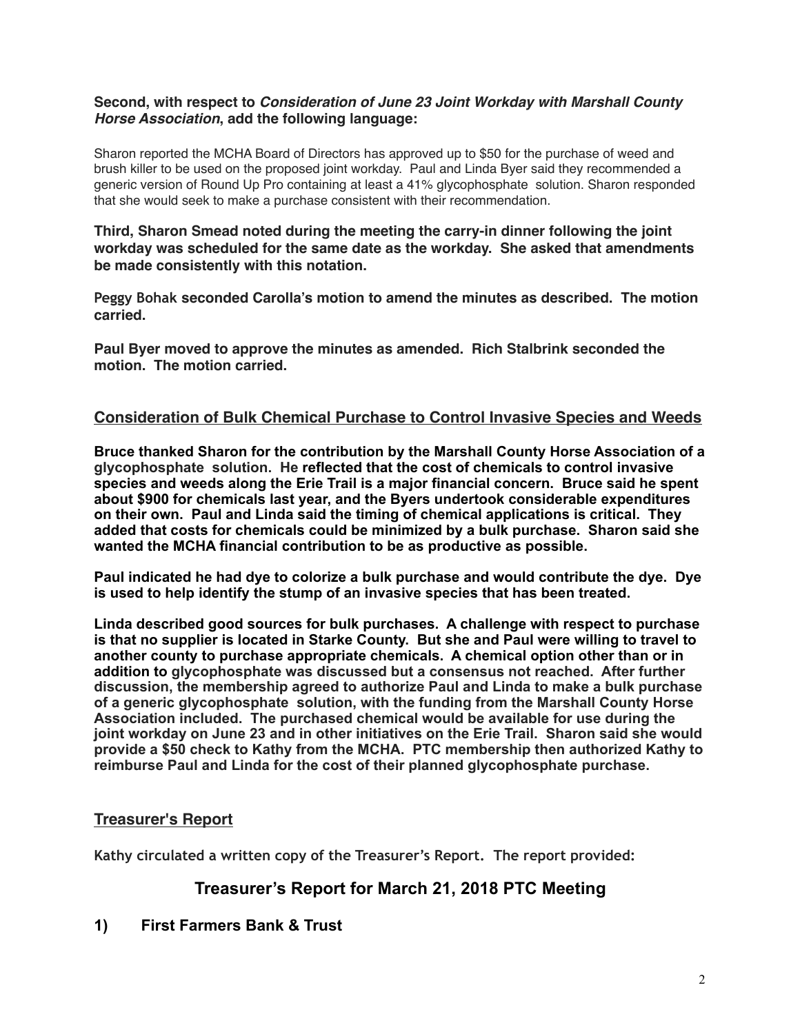**Second, with respect to *Consideration of June 23 Joint Workday with Marshall County Horse Association*, add the following language:**

Sharon reported the MCHA Board of Directors has approved up to $50 for the purchase of weed and brush killer to be used on the proposed joint workday. Paul and Linda Byer said they recommended a generic version of Round Up Pro containing at least a 41% glycophosphate solution. Sharon responded that she would seek to make a purchase consistent with their recommendation.

**Third, Sharon Smead noted during the meeting the carry-in dinner following the joint workday was scheduled for the same date as the workday. She asked that amendments be made consistently with this notation.**

**Peggy Bohak seconded Carolla's motion to amend the minutes as described. The motion carried.**

**Paul Byer moved to approve the minutes as amended. Rich Stalbrink seconded the motion. The motion carried.**

## Consideration of Bulk Chemical Purchase to Control Invasive Species and Weeds

**Bruce thanked Sharon for the contribution by the Marshall County Horse Association of a glycophosphate solution. He reflected that the cost of chemicals to control invasive species and weeds along the Erie Trail is a major financial concern. Bruce said he spent about $900 for chemicals last year, and the Byers undertook considerable expenditures on their own. Paul and Linda said the timing of chemical applications is critical. They added that costs for chemicals could be minimized by a bulk purchase. Sharon said she wanted the MCHA financial contribution to be as productive as possible.**

**Paul indicated he had dye to colorize a bulk purchase and would contribute the dye. Dye is used to help identify the stump of an invasive species that has been treated.**

**Linda described good sources for bulk purchases. A challenge with respect to purchase is that no supplier is located in Starke County. But she and Paul were willing to travel to another county to purchase appropriate chemicals. A chemical option other than or in addition to glycophosphate was discussed but a consensus not reached. After further discussion, the membership agreed to authorize Paul and Linda to make a bulk purchase of a generic glycophosphate solution, with the funding from the Marshall County Horse Association included. The purchased chemical would be available for use during the joint workday on June 23 and in other initiatives on the Erie Trail. Sharon said she would provide a $50 check to Kathy from the MCHA. PTC membership then authorized Kathy to reimburse Paul and Linda for the cost of their planned glycophosphate purchase.**

## Treasurer's Report

**Kathy circulated a written copy of the Treasurer's Report. The report provided:**

## Treasurer's Report for March 21, 2018 PTC Meeting

### 1) First Farmers Bank & Trust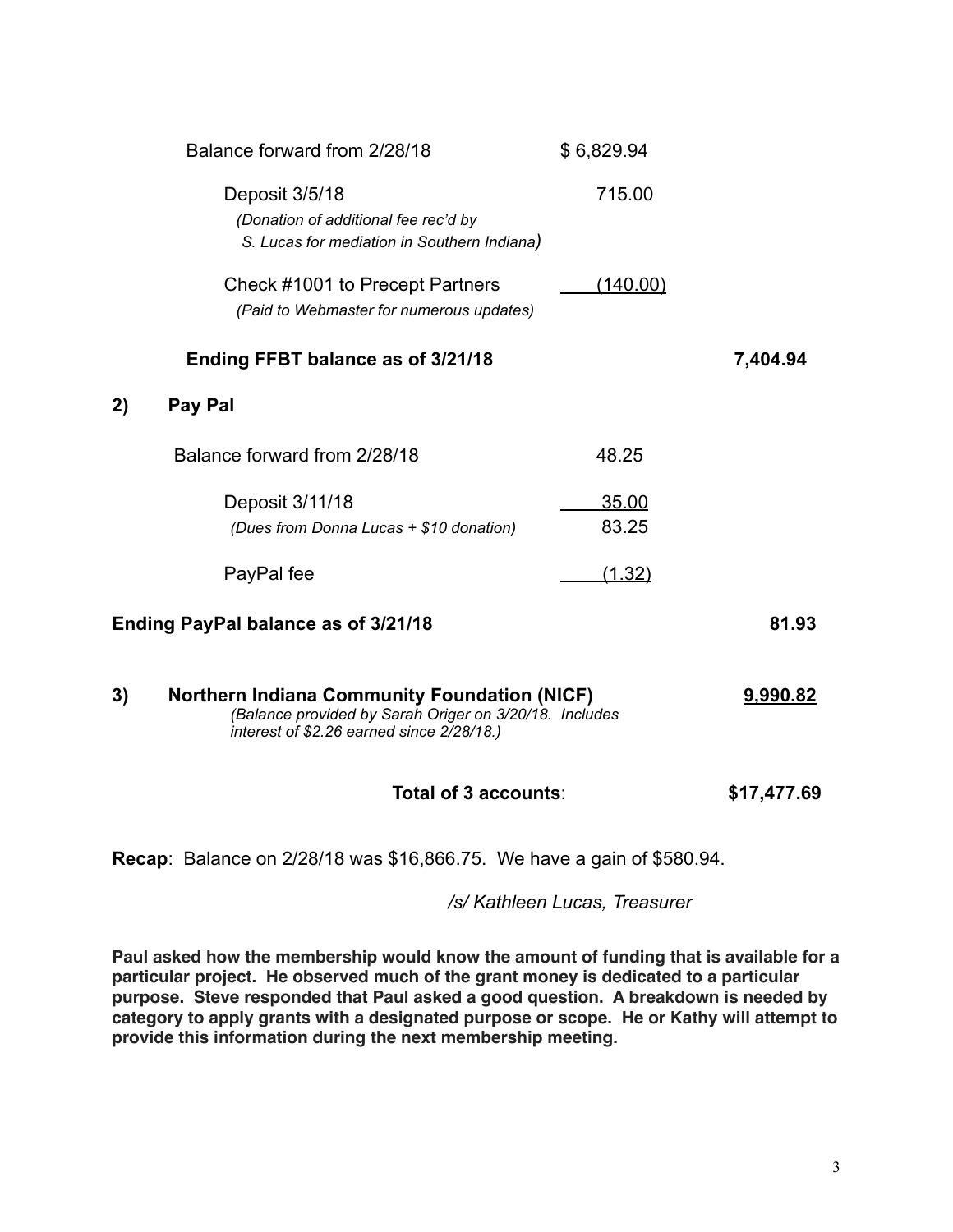| | | |
|---|---|---|
| Balance forward from 2/28/18 | $ 6,829.94 | |
| Deposit 3/5/18 *(Donation of additional fee rec'd by S. Lucas for mediation in Southern Indiana)* | 715.00 | |
| Check #1001 to Precept Partners *(Paid to Webmaster for numerous updates)* | (140.00) | |
| **Ending FFBT balance as of 3/21/18** | | **7,404.94** |

**2) Pay Pal**

| | | |
|---|---|---|
| Balance forward from 2/28/18 | 48.25 | |
| Deposit 3/11/18 *(Dues from Donna Lucas + $10 donation)* | 35.00 | |
| | 83.25 | |
| PayPal fee | (1.32) | |
| **Ending PayPal balance as of 3/21/18** | | **81.93** |

**3) Northern Indiana Community Foundation (NICF)** **9,990.82**
*(Balance provided by Sarah Origer on 3/20/18. Includes interest of $2.26 earned since 2/28/18.)*

**Total of 3 accounts**: **$17,477.69**

**Recap**: Balance on 2/28/18 was $16,866.75. We have a gain of $580.94.

*/s/ Kathleen Lucas, Treasurer*

**Paul asked how the membership would know the amount of funding that is available for a particular project. He observed much of the grant money is dedicated to a particular purpose. Steve responded that Paul asked a good question. A breakdown is needed by category to apply grants with a designated purpose or scope. He or Kathy will attempt to provide this information during the next membership meeting.**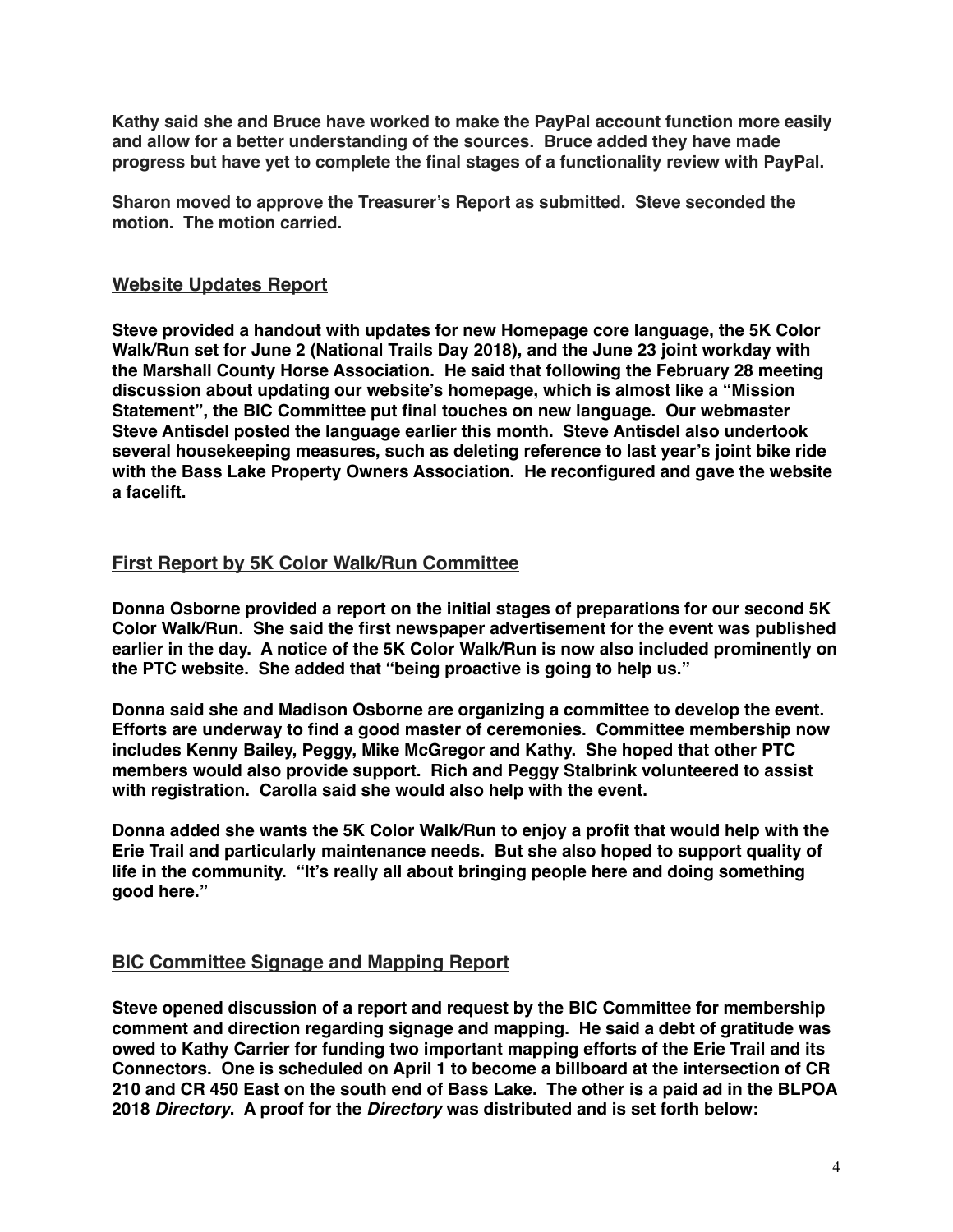**Kathy said she and Bruce have worked to make the PayPal account function more easily and allow for a better understanding of the sources. Bruce added they have made progress but have yet to complete the final stages of a functionality review with PayPal.**

**Sharon moved to approve the Treasurer's Report as submitted. Steve seconded the motion. The motion carried.**

## Website Updates Report

**Steve provided a handout with updates for new Homepage core language, the 5K Color Walk/Run set for June 2 (National Trails Day 2018), and the June 23 joint workday with the Marshall County Horse Association. He said that following the February 28 meeting discussion about updating our website's homepage, which is almost like a "Mission Statement", the BIC Committee put final touches on new language. Our webmaster Steve Antisdel posted the language earlier this month. Steve Antisdel also undertook several housekeeping measures, such as deleting reference to last year's joint bike ride with the Bass Lake Property Owners Association. He reconfigured and gave the website a facelift.**

## First Report by 5K Color Walk/Run Committee

**Donna Osborne provided a report on the initial stages of preparations for our second 5K Color Walk/Run. She said the first newspaper advertisement for the event was published earlier in the day. A notice of the 5K Color Walk/Run is now also included prominently on the PTC website. She added that "being proactive is going to help us."**

**Donna said she and Madison Osborne are organizing a committee to develop the event. Efforts are underway to find a good master of ceremonies. Committee membership now includes Kenny Bailey, Peggy, Mike McGregor and Kathy. She hoped that other PTC members would also provide support. Rich and Peggy Stalbrink volunteered to assist with registration. Carolla said she would also help with the event.**

**Donna added she wants the 5K Color Walk/Run to enjoy a profit that would help with the Erie Trail and particularly maintenance needs. But she also hoped to support quality of life in the community. "It's really all about bringing people here and doing something good here."**

## BIC Committee Signage and Mapping Report

**Steve opened discussion of a report and request by the BIC Committee for membership comment and direction regarding signage and mapping. He said a debt of gratitude was owed to Kathy Carrier for funding two important mapping efforts of the Erie Trail and its Connectors. One is scheduled on April 1 to become a billboard at the intersection of CR 210 and CR 450 East on the south end of Bass Lake. The other is a paid ad in the BLPOA 2018 *Directory*. A proof for the *Directory* was distributed and is set forth below:**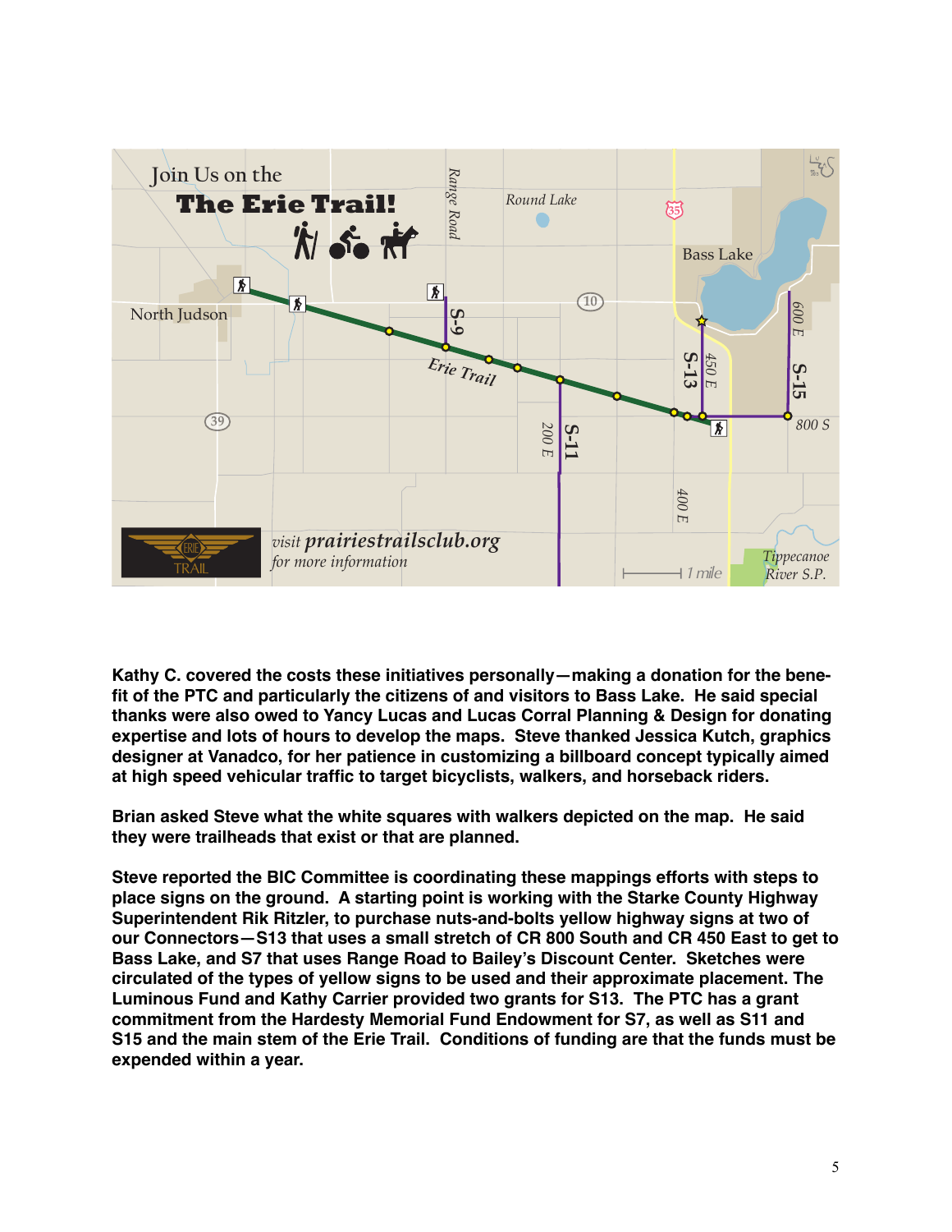**Kathy C. covered the costs these initiatives personally—making a donation for the benefit of the PTC and particularly the citizens of and visitors to Bass Lake. He said special thanks were also owed to Yancy Lucas and Lucas Corral Planning & Design for donating expertise and lots of hours to develop the maps. Steve thanked Jessica Kutch, graphics designer at Vanadco, for her patience in customizing a billboard concept typically aimed at high speed vehicular traffic to target bicyclists, walkers, and horseback riders.**

**Brian asked Steve what the white squares with walkers depicted on the map. He said they were trailheads that exist or that are planned.**

**Steve reported the BIC Committee is coordinating these mappings efforts with steps to place signs on the ground. A starting point is working with the Starke County Highway Superintendent Rik Ritzler, to purchase nuts-and-bolts yellow highway signs at two of our Connectors—S13 that uses a small stretch of CR 800 South and CR 450 East to get to Bass Lake, and S7 that uses Range Road to Bailey's Discount Center. Sketches were circulated of the types of yellow signs to be used and their approximate placement. The Luminous Fund and Kathy Carrier provided two grants for S13. The PTC has a grant commitment from the Hardesty Memorial Fund Endowment for S7, as well as S11 and S15 and the main stem of the Erie Trail. Conditions of funding are that the funds must be expended within a year.**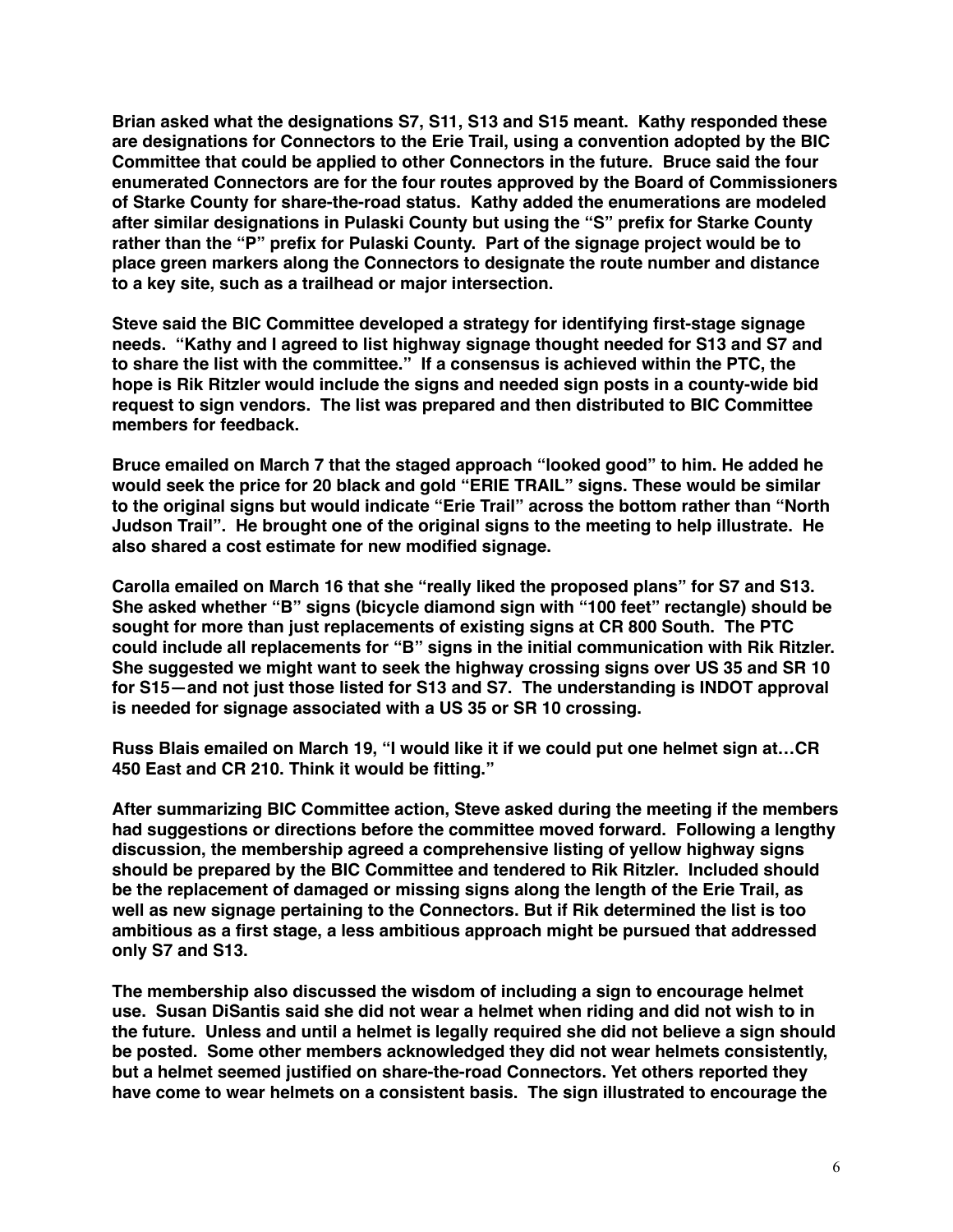**Brian asked what the designations S7, S11, S13 and S15 meant. Kathy responded these are designations for Connectors to the Erie Trail, using a convention adopted by the BIC Committee that could be applied to other Connectors in the future. Bruce said the four enumerated Connectors are for the four routes approved by the Board of Commissioners of Starke County for share-the-road status. Kathy added the enumerations are modeled after similar designations in Pulaski County but using the "S" prefix for Starke County rather than the "P" prefix for Pulaski County. Part of the signage project would be to place green markers along the Connectors to designate the route number and distance to a key site, such as a trailhead or major intersection.**

**Steve said the BIC Committee developed a strategy for identifying first-stage signage needs. "Kathy and I agreed to list highway signage thought needed for S13 and S7 and to share the list with the committee." If a consensus is achieved within the PTC, the hope is Rik Ritzler would include the signs and needed sign posts in a county-wide bid request to sign vendors. The list was prepared and then distributed to BIC Committee members for feedback.**

**Bruce emailed on March 7 that the staged approach "looked good" to him. He added he would seek the price for 20 black and gold "ERIE TRAIL" signs. These would be similar to the original signs but would indicate "Erie Trail" across the bottom rather than "North Judson Trail". He brought one of the original signs to the meeting to help illustrate. He also shared a cost estimate for new modified signage.**

**Carolla emailed on March 16 that she "really liked the proposed plans" for S7 and S13. She asked whether "B" signs (bicycle diamond sign with "100 feet" rectangle) should be sought for more than just replacements of existing signs at CR 800 South. The PTC could include all replacements for "B" signs in the initial communication with Rik Ritzler. She suggested we might want to seek the highway crossing signs over US 35 and SR 10 for S15—and not just those listed for S13 and S7. The understanding is INDOT approval is needed for signage associated with a US 35 or SR 10 crossing.**

**Russ Blais emailed on March 19, "I would like it if we could put one helmet sign at…CR 450 East and CR 210. Think it would be fitting."**

**After summarizing BIC Committee action, Steve asked during the meeting if the members had suggestions or directions before the committee moved forward. Following a lengthy discussion, the membership agreed a comprehensive listing of yellow highway signs should be prepared by the BIC Committee and tendered to Rik Ritzler. Included should be the replacement of damaged or missing signs along the length of the Erie Trail, as well as new signage pertaining to the Connectors. But if Rik determined the list is too ambitious as a first stage, a less ambitious approach might be pursued that addressed only S7 and S13.**

**The membership also discussed the wisdom of including a sign to encourage helmet use. Susan DiSantis said she did not wear a helmet when riding and did not wish to in the future. Unless and until a helmet is legally required she did not believe a sign should be posted. Some other members acknowledged they did not wear helmets consistently, but a helmet seemed justified on share-the-road Connectors. Yet others reported they have come to wear helmets on a consistent basis. The sign illustrated to encourage the**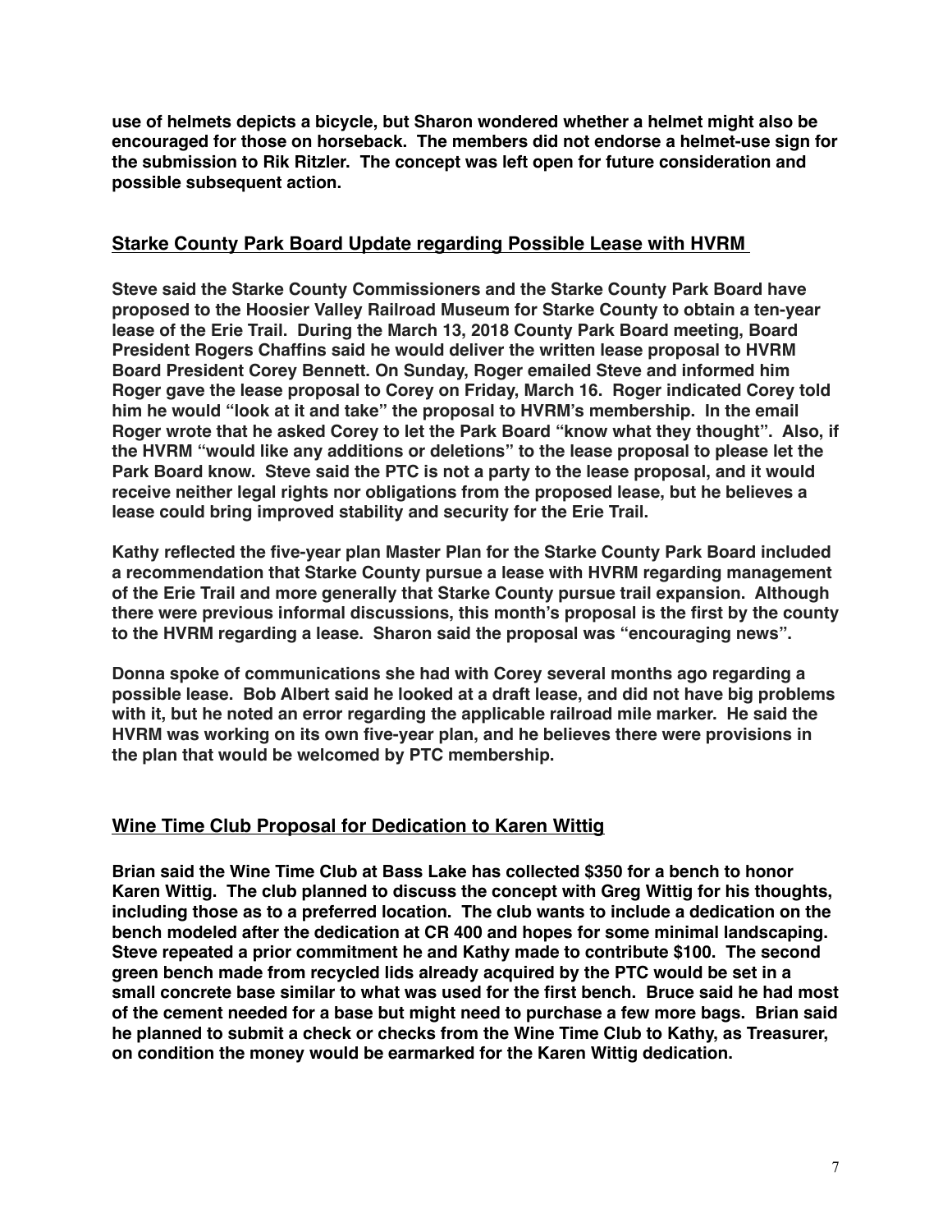**use of helmets depicts a bicycle, but Sharon wondered whether a helmet might also be encouraged for those on horseback. The members did not endorse a helmet-use sign for the submission to Rik Ritzler. The concept was left open for future consideration and possible subsequent action.**

## Starke County Park Board Update regarding Possible Lease with HVRM

**Steve said the Starke County Commissioners and the Starke County Park Board have proposed to the Hoosier Valley Railroad Museum for Starke County to obtain a ten-year lease of the Erie Trail. During the March 13, 2018 County Park Board meeting, Board President Rogers Chaffins said he would deliver the written lease proposal to HVRM Board President Corey Bennett. On Sunday, Roger emailed Steve and informed him Roger gave the lease proposal to Corey on Friday, March 16. Roger indicated Corey told him he would "look at it and take" the proposal to HVRM's membership. In the email Roger wrote that he asked Corey to let the Park Board "know what they thought". Also, if the HVRM "would like any additions or deletions" to the lease proposal to please let the Park Board know. Steve said the PTC is not a party to the lease proposal, and it would receive neither legal rights nor obligations from the proposed lease, but he believes a lease could bring improved stability and security for the Erie Trail.**

**Kathy reflected the five-year plan Master Plan for the Starke County Park Board included a recommendation that Starke County pursue a lease with HVRM regarding management of the Erie Trail and more generally that Starke County pursue trail expansion. Although there were previous informal discussions, this month's proposal is the first by the county to the HVRM regarding a lease. Sharon said the proposal was "encouraging news".**

**Donna spoke of communications she had with Corey several months ago regarding a possible lease. Bob Albert said he looked at a draft lease, and did not have big problems with it, but he noted an error regarding the applicable railroad mile marker. He said the HVRM was working on its own five-year plan, and he believes there were provisions in the plan that would be welcomed by PTC membership.**

## Wine Time Club Proposal for Dedication to Karen Wittig

**Brian said the Wine Time Club at Bass Lake has collected $350 for a bench to honor Karen Wittig. The club planned to discuss the concept with Greg Wittig for his thoughts, including those as to a preferred location. The club wants to include a dedication on the bench modeled after the dedication at CR 400 and hopes for some minimal landscaping. Steve repeated a prior commitment he and Kathy made to contribute $100. The second green bench made from recycled lids already acquired by the PTC would be set in a small concrete base similar to what was used for the first bench. Bruce said he had most of the cement needed for a base but might need to purchase a few more bags. Brian said he planned to submit a check or checks from the Wine Time Club to Kathy, as Treasurer, on condition the money would be earmarked for the Karen Wittig dedication.**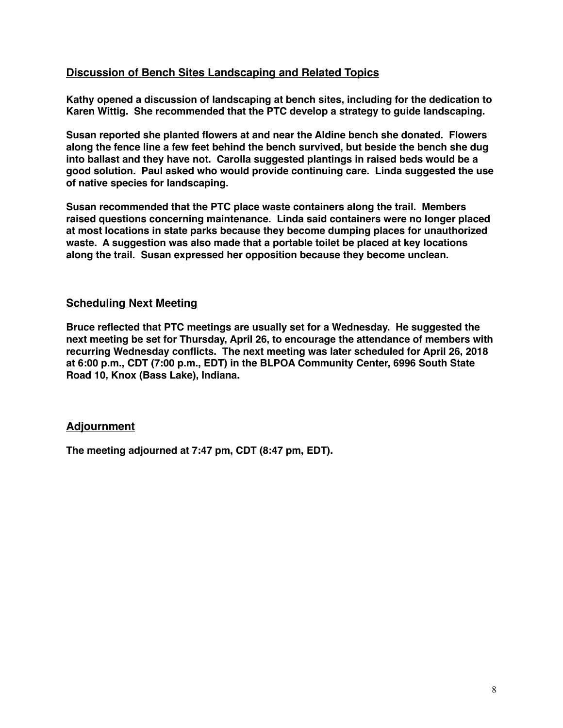## Discussion of Bench Sites Landscaping and Related Topics

**Kathy opened a discussion of landscaping at bench sites, including for the dedication to Karen Wittig. She recommended that the PTC develop a strategy to guide landscaping.**

**Susan reported she planted flowers at and near the Aldine bench she donated. Flowers along the fence line a few feet behind the bench survived, but beside the bench she dug into ballast and they have not. Carolla suggested plantings in raised beds would be a good solution. Paul asked who would provide continuing care. Linda suggested the use of native species for landscaping.**

**Susan recommended that the PTC place waste containers along the trail. Members raised questions concerning maintenance. Linda said containers were no longer placed at most locations in state parks because they become dumping places for unauthorized waste. A suggestion was also made that a portable toilet be placed at key locations along the trail. Susan expressed her opposition because they become unclean.**

## Scheduling Next Meeting

**Bruce reflected that PTC meetings are usually set for a Wednesday. He suggested the next meeting be set for Thursday, April 26, to encourage the attendance of members with recurring Wednesday conflicts. The next meeting was later scheduled for April 26, 2018 at 6:00 p.m., CDT (7:00 p.m., EDT) in the BLPOA Community Center, 6996 South State Road 10, Knox (Bass Lake), Indiana.**

## Adjournment

**The meeting adjourned at 7:47 pm, CDT (8:47 pm, EDT).**